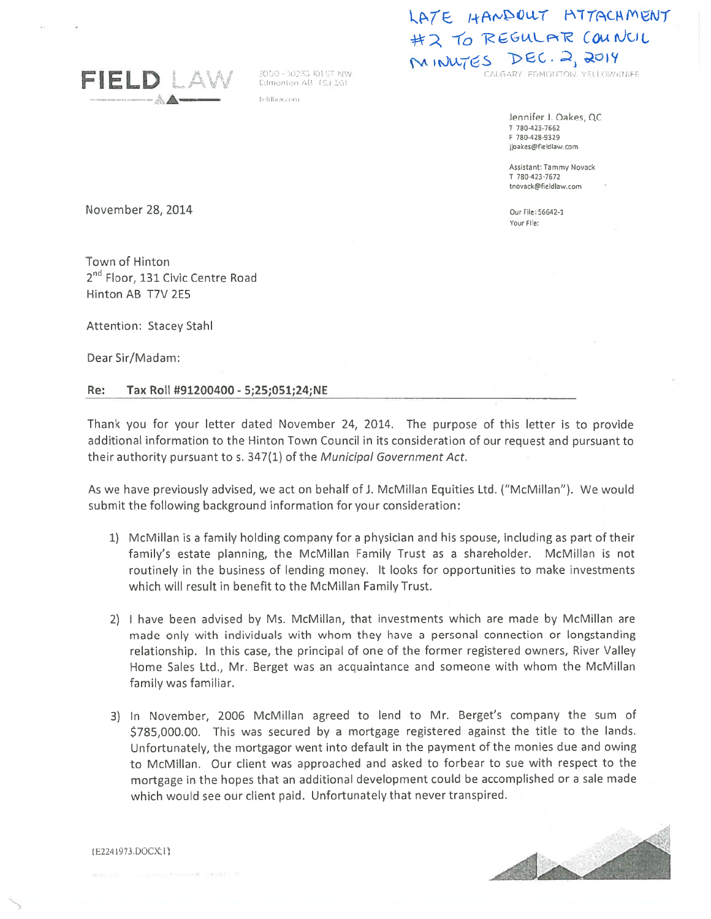LATE HANDOUT ATTACHMENT #2 TO REGULAR COUNCIL MINUTES DEC. 2, 2014

**FIELD LAW**

2000 - 10235 101 ST NW
Edmonton AB T5J 3G1
fieldlaw.com

CALGARY EDMONTON YELLOWKNIFE

Jennifer L. Oakes, QC
T 780-423-7662
F 780-428-9329
jloakes@fieldlaw.com

Assistant: Tammy Novack
T 780-423-7672
tnovack@fieldlaw.com

Our File: 56642-1
Your File:

November 28, 2014

Town of Hinton
2nd Floor, 131 Civic Centre Road
Hinton AB T7V 2E5

Attention: Stacey Stahl

Dear Sir/Madam:

**Re: Tax Roll #91200400 - 5;25;051;24;NE**

Thank you for your letter dated November 24, 2014. The purpose of this letter is to provide additional information to the Hinton Town Council in its consideration of our request and pursuant to their authority pursuant to s. 347(1) of the *Municipal Government Act*.

As we have previously advised, we act on behalf of J. McMillan Equities Ltd. ("McMillan"). We would submit the following background information for your consideration:

1) McMillan is a family holding company for a physician and his spouse, including as part of their family's estate planning, the McMillan Family Trust as a shareholder. McMillan is not routinely in the business of lending money. It looks for opportunities to make investments which will result in benefit to the McMillan Family Trust.

2) I have been advised by Ms. McMillan, that investments which are made by McMillan are made only with individuals with whom they have a personal connection or longstanding relationship. In this case, the principal of one of the former registered owners, River Valley Home Sales Ltd., Mr. Berget was an acquaintance and someone with whom the McMillan family was familiar.

3) In November, 2006 McMillan agreed to lend to Mr. Berget's company the sum of $785,000.00. This was secured by a mortgage registered against the title to the lands. Unfortunately, the mortgagor went into default in the payment of the monies due and owing to McMillan. Our client was approached and asked to forbear to sue with respect to the mortgage in the hopes that an additional development could be accomplished or a sale made which would see our client paid. Unfortunately that never transpired.

{E2241973.DOCX;1}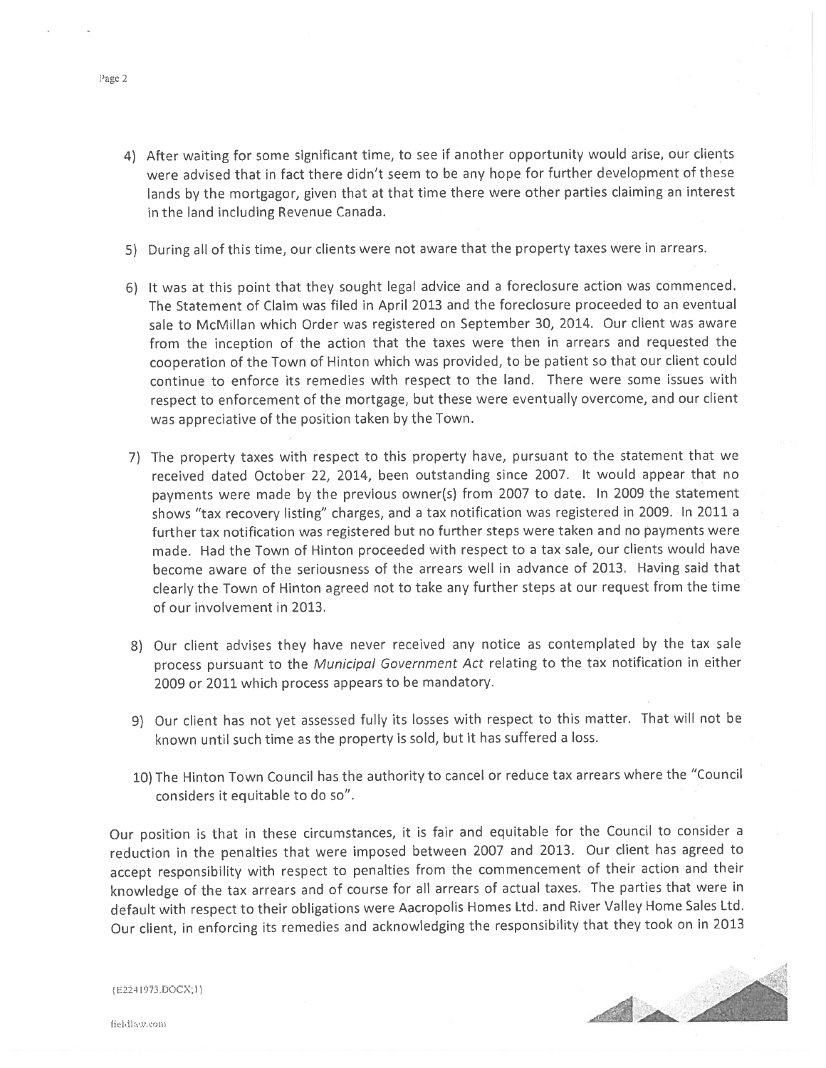4) After waiting for some significant time, to see if another opportunity would arise, our clients were advised that in fact there didn't seem to be any hope for further development of these lands by the mortgagor, given that at that time there were other parties claiming an interest in the land including Revenue Canada.

5) During all of this time, our clients were not aware that the property taxes were in arrears.

6) It was at this point that they sought legal advice and a foreclosure action was commenced. The Statement of Claim was filed in April 2013 and the foreclosure proceeded to an eventual sale to McMillan which Order was registered on September 30, 2014. Our client was aware from the inception of the action that the taxes were then in arrears and requested the cooperation of the Town of Hinton which was provided, to be patient so that our client could continue to enforce its remedies with respect to the land. There were some issues with respect to enforcement of the mortgage, but these were eventually overcome, and our client was appreciative of the position taken by the Town.

7) The property taxes with respect to this property have, pursuant to the statement that we received dated October 22, 2014, been outstanding since 2007. It would appear that no payments were made by the previous owner(s) from 2007 to date. In 2009 the statement shows "tax recovery listing" charges, and a tax notification was registered in 2009. In 2011 a further tax notification was registered but no further steps were taken and no payments were made. Had the Town of Hinton proceeded with respect to a tax sale, our clients would have become aware of the seriousness of the arrears well in advance of 2013. Having said that clearly the Town of Hinton agreed not to take any further steps at our request from the time of our involvement in 2013.

8) Our client advises they have never received any notice as contemplated by the tax sale process pursuant to the *Municipal Government Act* relating to the tax notification in either 2009 or 2011 which process appears to be mandatory.

9) Our client has not yet assessed fully its losses with respect to this matter. That will not be known until such time as the property is sold, but it has suffered a loss.

10) The Hinton Town Council has the authority to cancel or reduce tax arrears where the "Council considers it equitable to do so".

Our position is that in these circumstances, it is fair and equitable for the Council to consider a reduction in the penalties that were imposed between 2007 and 2013. Our client has agreed to accept responsibility with respect to penalties from the commencement of their action and their knowledge of the tax arrears and of course for all arrears of actual taxes. The parties that were in default with respect to their obligations were Aacropolis Homes Ltd. and River Valley Home Sales Ltd. Our client, in enforcing its remedies and acknowledging the responsibility that they took on in 2013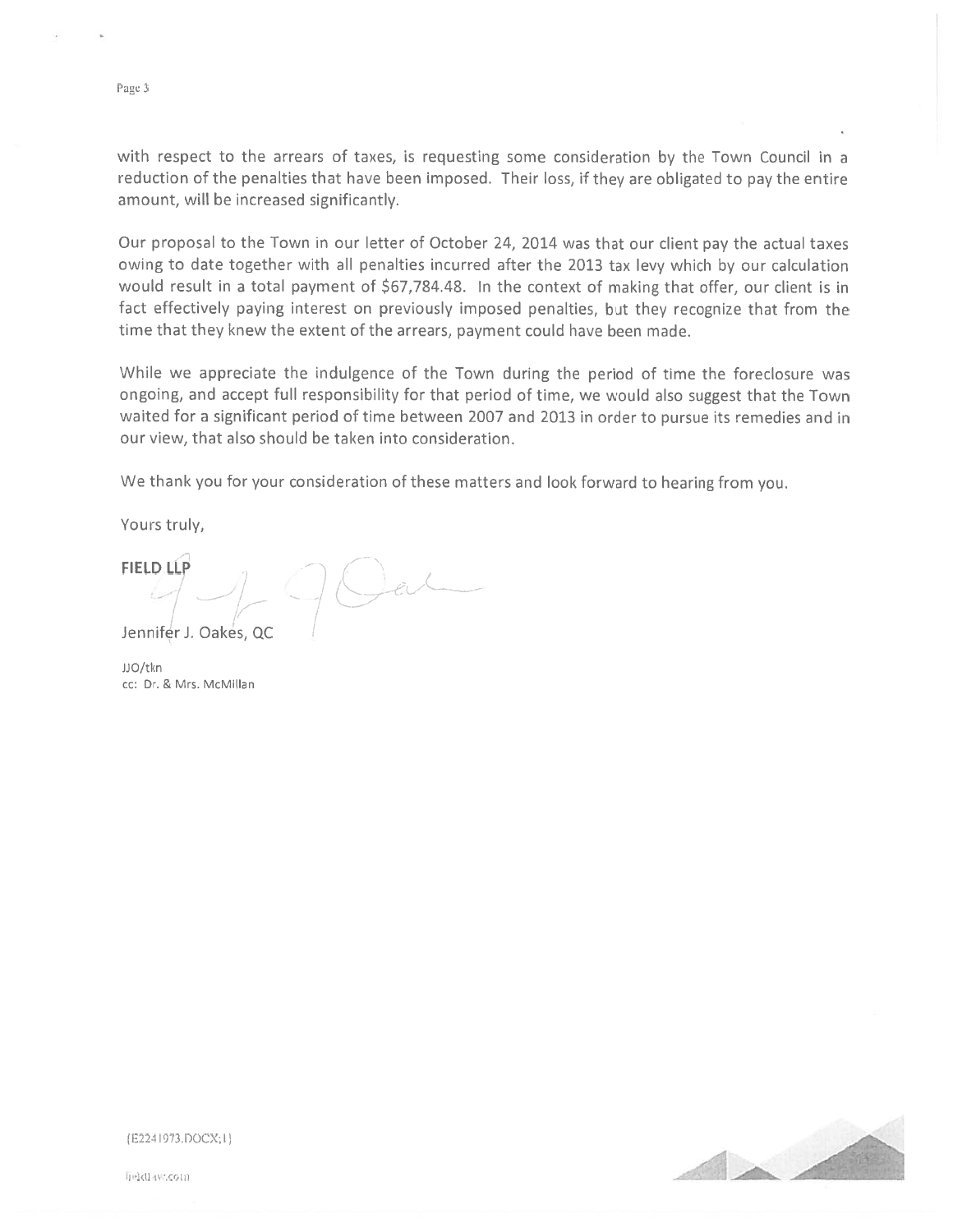with respect to the arrears of taxes, is requesting some consideration by the Town Council in a reduction of the penalties that have been imposed. Their loss, if they are obligated to pay the entire amount, will be increased significantly.

Our proposal to the Town in our letter of October 24, 2014 was that our client pay the actual taxes owing to date together with all penalties incurred after the 2013 tax levy which by our calculation would result in a total payment of $67,784.48. In the context of making that offer, our client is in fact effectively paying interest on previously imposed penalties, but they recognize that from the time that they knew the extent of the arrears, payment could have been made.

While we appreciate the indulgence of the Town during the period of time the foreclosure was ongoing, and accept full responsibility for that period of time, we would also suggest that the Town waited for a significant period of time between 2007 and 2013 in order to pursue its remedies and in our view, that also should be taken into consideration.

We thank you for your consideration of these matters and look forward to hearing from you.

Yours truly,

**FIELD LLP**

Jennifer J. Oakes, QC

JJO/tkn
cc: Dr. & Mrs. McMillan

{E2241973.DOCX;1}